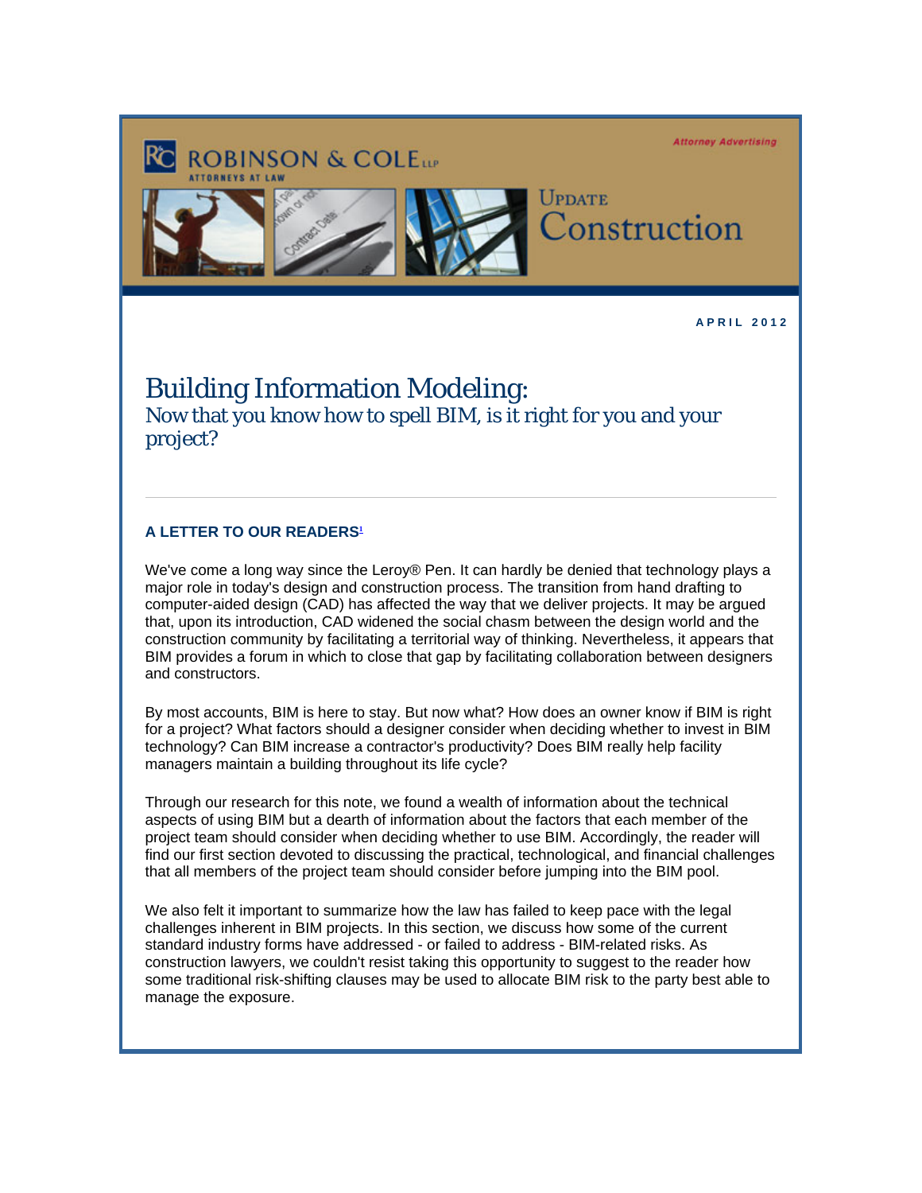ROBINSON & COLE LLP
ATTORNEYS AT LAW

Attorney Advertising

UPDATE
Construction

APRIL 2012

# Building Information Modeling:

## Now that you know how to spell BIM, is it right for you and your project?

---

### A LETTER TO OUR READERS[1]

We've come a long way since the Leroy® Pen. It can hardly be denied that technology plays a major role in today's design and construction process. The transition from hand drafting to computer-aided design (CAD) has affected the way that we deliver projects. It may be argued that, upon its introduction, CAD widened the social chasm between the design world and the construction community by facilitating a territorial way of thinking. Nevertheless, it appears that BIM provides a forum in which to close that gap by facilitating collaboration between designers and constructors.

By most accounts, BIM is here to stay. But now what? How does an owner know if BIM is right for a project? What factors should a designer consider when deciding whether to invest in BIM technology? Can BIM increase a contractor's productivity? Does BIM really help facility managers maintain a building throughout its life cycle?

Through our research for this note, we found a wealth of information about the technical aspects of using BIM but a dearth of information about the factors that each member of the project team should consider when deciding whether to use BIM. Accordingly, the reader will find our first section devoted to discussing the practical, technological, and financial challenges that all members of the project team should consider before jumping into the BIM pool.

We also felt it important to summarize how the law has failed to keep pace with the legal challenges inherent in BIM projects. In this section, we discuss how some of the current standard industry forms have addressed - or failed to address - BIM-related risks. As construction lawyers, we couldn't resist taking this opportunity to suggest to the reader how some traditional risk-shifting clauses may be used to allocate BIM risk to the party best able to manage the exposure.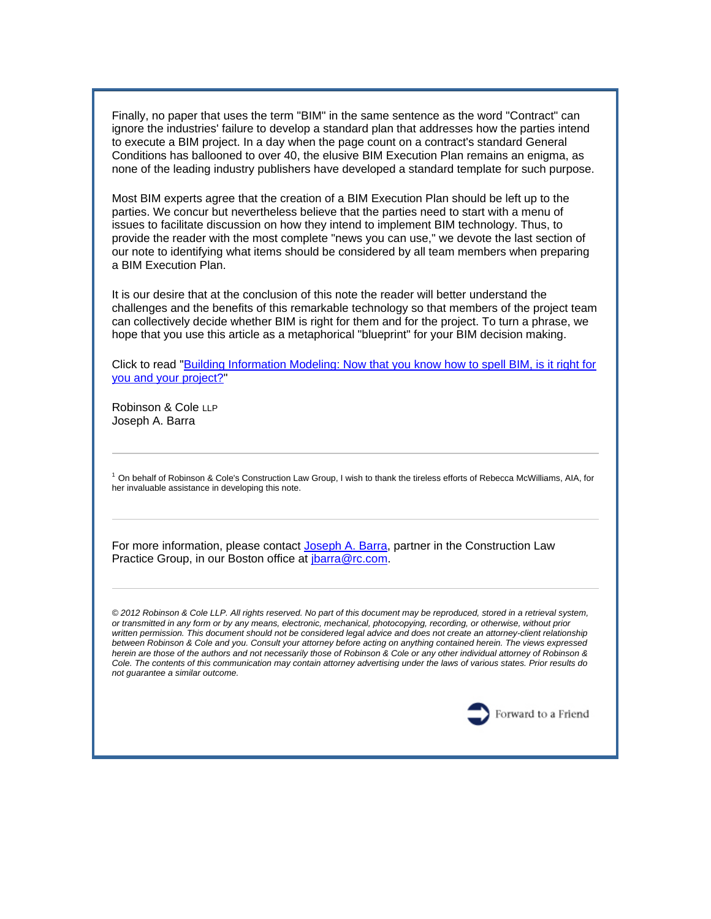Finally, no paper that uses the term "BIM" in the same sentence as the word "Contract" can ignore the industries' failure to develop a standard plan that addresses how the parties intend to execute a BIM project. In a day when the page count on a contract's standard General Conditions has ballooned to over 40, the elusive BIM Execution Plan remains an enigma, as none of the leading industry publishers have developed a standard template for such purpose.

Most BIM experts agree that the creation of a BIM Execution Plan should be left up to the parties. We concur but nevertheless believe that the parties need to start with a menu of issues to facilitate discussion on how they intend to implement BIM technology. Thus, to provide the reader with the most complete "news you can use," we devote the last section of our note to identifying what items should be considered by all team members when preparing a BIM Execution Plan.

It is our desire that at the conclusion of this note the reader will better understand the challenges and the benefits of this remarkable technology so that members of the project team can collectively decide whether BIM is right for them and for the project. To turn a phrase, we hope that you use this article as a metaphorical "blueprint" for your BIM decision making.

Click to read "Building Information Modeling: Now that you know how to spell BIM, is it right for you and your project?"

Robinson & Cole LLP
Joseph A. Barra

---

[1] On behalf of Robinson & Cole's Construction Law Group, I wish to thank the tireless efforts of Rebecca McWilliams, AIA, for her invaluable assistance in developing this note.

---

For more information, please contact Joseph A. Barra, partner in the Construction Law Practice Group, in our Boston office at jbarra@rc.com.

---

*© 2012 Robinson & Cole LLP. All rights reserved. No part of this document may be reproduced, stored in a retrieval system, or transmitted in any form or by any means, electronic, mechanical, photocopying, recording, or otherwise, without prior written permission. This document should not be considered legal advice and does not create an attorney-client relationship between Robinson & Cole and you. Consult your attorney before acting on anything contained herein. The views expressed herein are those of the authors and not necessarily those of Robinson & Cole or any other individual attorney of Robinson & Cole. The contents of this communication may contain attorney advertising under the laws of various states. Prior results do not guarantee a similar outcome.*

Forward to a Friend